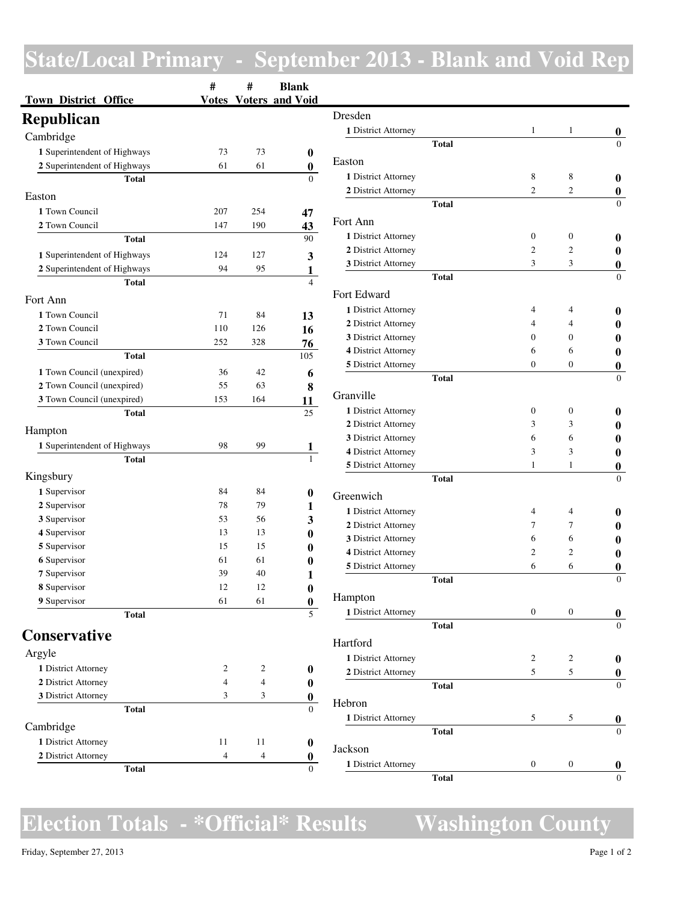# State/Local Primary - September 2013 - Blank and Void Rep

## Republican

| Town District Office | # Votes | # Voters | Blank and Void |
|---|---|---|---|
| **Cambridge** | | | |
| 1 Superintendent of Highways | 73 | 73 | 0 |
| 2 Superintendent of Highways | 61 | 61 | 0 |
| Total | | | 0 |
| **Easton** | | | |
| 1 Town Council | 207 | 254 | 47 |
| 2 Town Council | 147 | 190 | 43 |
| Total | | | 90 |
| 1 Superintendent of Highways | 124 | 127 | 3 |
| 2 Superintendent of Highways | 94 | 95 | 1 |
| Total | | | 4 |
| **Fort Ann** | | | |
| 1 Town Council | 71 | 84 | 13 |
| 2 Town Council | 110 | 126 | 16 |
| 3 Town Council | 252 | 328 | 76 |
| Total | | | 105 |
| 1 Town Council (unexpired) | 36 | 42 | 6 |
| 2 Town Council (unexpired) | 55 | 63 | 8 |
| 3 Town Council (unexpired) | 153 | 164 | 11 |
| Total | | | 25 |
| **Hampton** | | | |
| 1 Superintendent of Highways | 98 | 99 | 1 |
| Total | | | 1 |
| **Kingsbury** | | | |
| 1 Supervisor | 84 | 84 | 0 |
| 2 Supervisor | 78 | 79 | 1 |
| 3 Supervisor | 53 | 56 | 3 |
| 4 Supervisor | 13 | 13 | 0 |
| 5 Supervisor | 15 | 15 | 0 |
| 6 Supervisor | 61 | 61 | 0 |
| 7 Supervisor | 39 | 40 | 1 |
| 8 Supervisor | 12 | 12 | 0 |
| 9 Supervisor | 61 | 61 | 0 |
| Total | | | 5 |

## Conservative

| Town District Office | # Votes | # Voters | Blank and Void |
|---|---|---|---|
| **Argyle** | | | |
| 1 District Attorney | 2 | 2 | 0 |
| 2 District Attorney | 4 | 4 | 0 |
| 3 District Attorney | 3 | 3 | 0 |
| Total | | | 0 |
| **Cambridge** | | | |
| 1 District Attorney | 11 | 11 | 0 |
| 2 District Attorney | 4 | 4 | 0 |
| Total | | | 0 |
| **Dresden** | | | |
| 1 District Attorney | 1 | 1 | 0 |
| Total | | | 0 |
| **Easton** | | | |
| 1 District Attorney | 8 | 8 | 0 |
| 2 District Attorney | 2 | 2 | 0 |
| Total | | | 0 |
| **Fort Ann** | | | |
| 1 District Attorney | 0 | 0 | 0 |
| 2 District Attorney | 2 | 2 | 0 |
| 3 District Attorney | 3 | 3 | 0 |
| Total | | | 0 |
| **Fort Edward** | | | |
| 1 District Attorney | 4 | 4 | 0 |
| 2 District Attorney | 4 | 4 | 0 |
| 3 District Attorney | 0 | 0 | 0 |
| 4 District Attorney | 6 | 6 | 0 |
| 5 District Attorney | 0 | 0 | 0 |
| Total | | | 0 |
| **Granville** | | | |
| 1 District Attorney | 0 | 0 | 0 |
| 2 District Attorney | 3 | 3 | 0 |
| 3 District Attorney | 6 | 6 | 0 |
| 4 District Attorney | 3 | 3 | 0 |
| 5 District Attorney | 1 | 1 | 0 |
| Total | | | 0 |
| **Greenwich** | | | |
| 1 District Attorney | 4 | 4 | 0 |
| 2 District Attorney | 7 | 7 | 0 |
| 3 District Attorney | 6 | 6 | 0 |
| 4 District Attorney | 2 | 2 | 0 |
| 5 District Attorney | 6 | 6 | 0 |
| Total | | | 0 |
| **Hampton** | | | |
| 1 District Attorney | 0 | 0 | 0 |
| Total | | | 0 |
| **Hartford** | | | |
| 1 District Attorney | 2 | 2 | 0 |
| 2 District Attorney | 5 | 5 | 0 |
| Total | | | 0 |
| **Hebron** | | | |
| 1 District Attorney | 5 | 5 | 0 |
| Total | | | 0 |
| **Jackson** | | | |
| 1 District Attorney | 0 | 0 | 0 |
| Total | | | 0 |

# Election Totals - *Official* Results — Washington County

Friday, September 27, 2013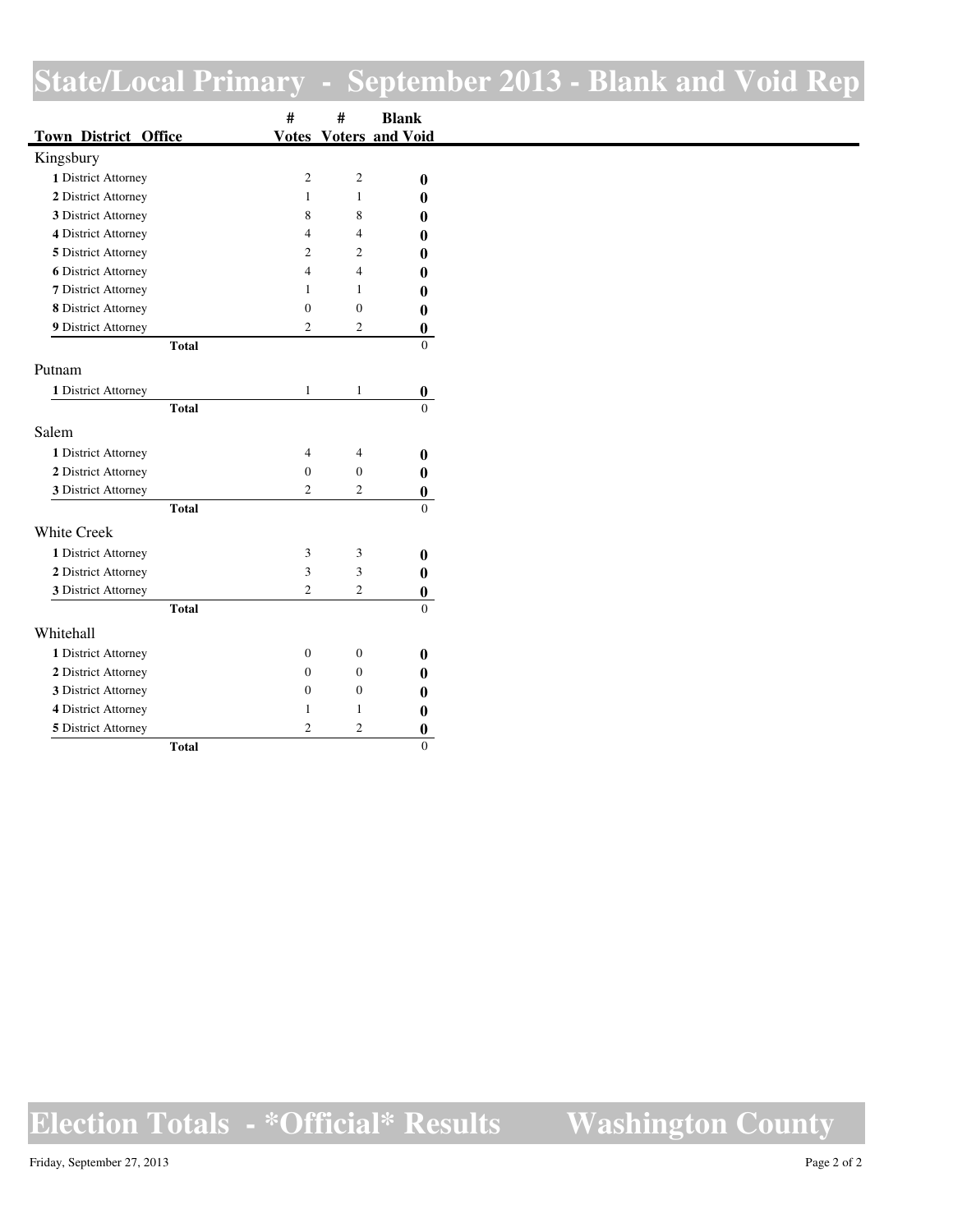# State/Local Primary - September 2013 - Blank and Void Rep

| Town District Office | # Votes | # Voters | Blank and Void |
|---|---|---|---|
| **Kingsbury** | | | |
| **1** District Attorney | 2 | 2 | **0** |
| **2** District Attorney | 1 | 1 | **0** |
| **3** District Attorney | 8 | 8 | **0** |
| **4** District Attorney | 4 | 4 | **0** |
| **5** District Attorney | 2 | 2 | **0** |
| **6** District Attorney | 4 | 4 | **0** |
| **7** District Attorney | 1 | 1 | **0** |
| **8** District Attorney | 0 | 0 | **0** |
| **9** District Attorney | 2 | 2 | **0** |
| **Total** | | | 0 |
| **Putnam** | | | |
| **1** District Attorney | 1 | 1 | **0** |
| **Total** | | | 0 |
| **Salem** | | | |
| **1** District Attorney | 4 | 4 | **0** |
| **2** District Attorney | 0 | 0 | **0** |
| **3** District Attorney | 2 | 2 | **0** |
| **Total** | | | 0 |
| **White Creek** | | | |
| **1** District Attorney | 3 | 3 | **0** |
| **2** District Attorney | 3 | 3 | **0** |
| **3** District Attorney | 2 | 2 | **0** |
| **Total** | | | 0 |
| **Whitehall** | | | |
| **1** District Attorney | 0 | 0 | **0** |
| **2** District Attorney | 0 | 0 | **0** |
| **3** District Attorney | 0 | 0 | **0** |
| **4** District Attorney | 1 | 1 | **0** |
| **5** District Attorney | 2 | 2 | **0** |
| **Total** | | | 0 |

**Election Totals - *Official* Results     Washington County**

Friday, September 27, 2013